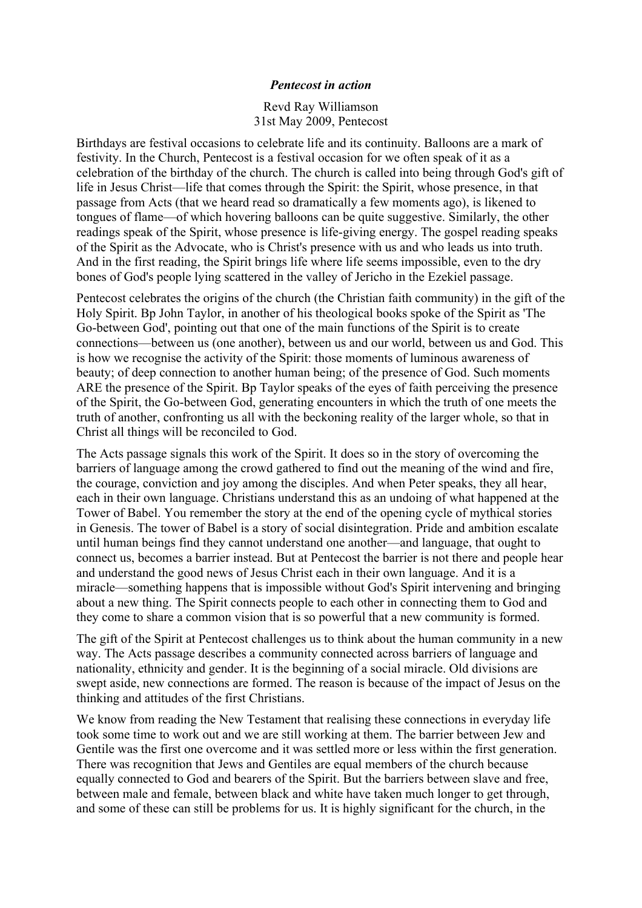***Pentecost in action***

Revd Ray Williamson
31st May 2009, Pentecost

Birthdays are festival occasions to celebrate life and its continuity. Balloons are a mark of festivity. In the Church, Pentecost is a festival occasion for we often speak of it as a celebration of the birthday of the church. The church is called into being through God's gift of life in Jesus Christ—life that comes through the Spirit: the Spirit, whose presence, in that passage from Acts (that we heard read so dramatically a few moments ago), is likened to tongues of flame—of which hovering balloons can be quite suggestive. Similarly, the other readings speak of the Spirit, whose presence is life-giving energy. The gospel reading speaks of the Spirit as the Advocate, who is Christ's presence with us and who leads us into truth. And in the first reading, the Spirit brings life where life seems impossible, even to the dry bones of God's people lying scattered in the valley of Jericho in the Ezekiel passage.

Pentecost celebrates the origins of the church (the Christian faith community) in the gift of the Holy Spirit. Bp John Taylor, in another of his theological books spoke of the Spirit as 'The Go-between God', pointing out that one of the main functions of the Spirit is to create connections—between us (one another), between us and our world, between us and God. This is how we recognise the activity of the Spirit: those moments of luminous awareness of beauty; of deep connection to another human being; of the presence of God. Such moments ARE the presence of the Spirit. Bp Taylor speaks of the eyes of faith perceiving the presence of the Spirit, the Go-between God, generating encounters in which the truth of one meets the truth of another, confronting us all with the beckoning reality of the larger whole, so that in Christ all things will be reconciled to God.

The Acts passage signals this work of the Spirit. It does so in the story of overcoming the barriers of language among the crowd gathered to find out the meaning of the wind and fire, the courage, conviction and joy among the disciples. And when Peter speaks, they all hear, each in their own language. Christians understand this as an undoing of what happened at the Tower of Babel. You remember the story at the end of the opening cycle of mythical stories in Genesis. The tower of Babel is a story of social disintegration. Pride and ambition escalate until human beings find they cannot understand one another—and language, that ought to connect us, becomes a barrier instead. But at Pentecost the barrier is not there and people hear and understand the good news of Jesus Christ each in their own language. And it is a miracle—something happens that is impossible without God's Spirit intervening and bringing about a new thing. The Spirit connects people to each other in connecting them to God and they come to share a common vision that is so powerful that a new community is formed.

The gift of the Spirit at Pentecost challenges us to think about the human community in a new way. The Acts passage describes a community connected across barriers of language and nationality, ethnicity and gender. It is the beginning of a social miracle. Old divisions are swept aside, new connections are formed. The reason is because of the impact of Jesus on the thinking and attitudes of the first Christians.

We know from reading the New Testament that realising these connections in everyday life took some time to work out and we are still working at them. The barrier between Jew and Gentile was the first one overcome and it was settled more or less within the first generation. There was recognition that Jews and Gentiles are equal members of the church because equally connected to God and bearers of the Spirit. But the barriers between slave and free, between male and female, between black and white have taken much longer to get through, and some of these can still be problems for us. It is highly significant for the church, in the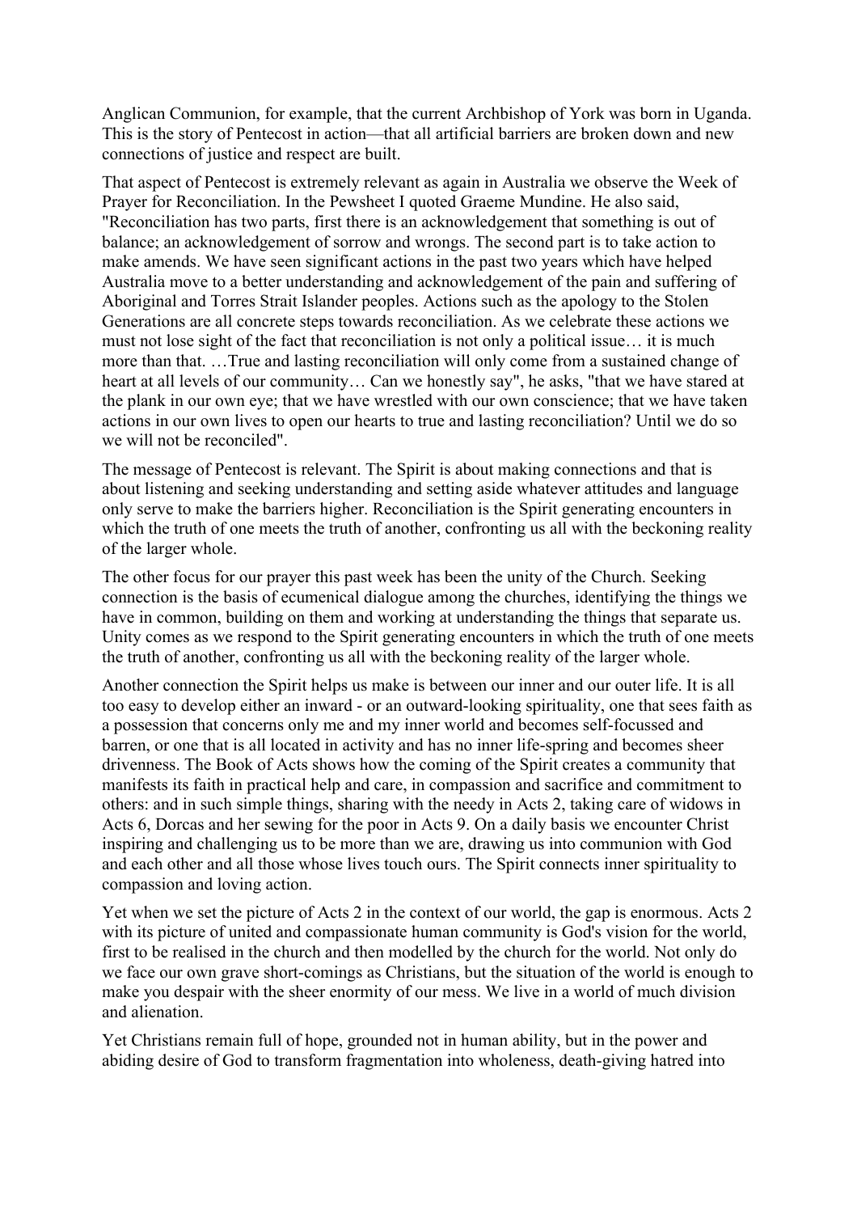Anglican Communion, for example, that the current Archbishop of York was born in Uganda. This is the story of Pentecost in action—that all artificial barriers are broken down and new connections of justice and respect are built.

That aspect of Pentecost is extremely relevant as again in Australia we observe the Week of Prayer for Reconciliation. In the Pewsheet I quoted Graeme Mundine. He also said, "Reconciliation has two parts, first there is an acknowledgement that something is out of balance; an acknowledgement of sorrow and wrongs. The second part is to take action to make amends. We have seen significant actions in the past two years which have helped Australia move to a better understanding and acknowledgement of the pain and suffering of Aboriginal and Torres Strait Islander peoples. Actions such as the apology to the Stolen Generations are all concrete steps towards reconciliation. As we celebrate these actions we must not lose sight of the fact that reconciliation is not only a political issue… it is much more than that. …True and lasting reconciliation will only come from a sustained change of heart at all levels of our community… Can we honestly say", he asks, "that we have stared at the plank in our own eye; that we have wrestled with our own conscience; that we have taken actions in our own lives to open our hearts to true and lasting reconciliation? Until we do so we will not be reconciled".

The message of Pentecost is relevant. The Spirit is about making connections and that is about listening and seeking understanding and setting aside whatever attitudes and language only serve to make the barriers higher. Reconciliation is the Spirit generating encounters in which the truth of one meets the truth of another, confronting us all with the beckoning reality of the larger whole.

The other focus for our prayer this past week has been the unity of the Church. Seeking connection is the basis of ecumenical dialogue among the churches, identifying the things we have in common, building on them and working at understanding the things that separate us. Unity comes as we respond to the Spirit generating encounters in which the truth of one meets the truth of another, confronting us all with the beckoning reality of the larger whole.

Another connection the Spirit helps us make is between our inner and our outer life. It is all too easy to develop either an inward - or an outward-looking spirituality, one that sees faith as a possession that concerns only me and my inner world and becomes self-focussed and barren, or one that is all located in activity and has no inner life-spring and becomes sheer drivenness. The Book of Acts shows how the coming of the Spirit creates a community that manifests its faith in practical help and care, in compassion and sacrifice and commitment to others: and in such simple things, sharing with the needy in Acts 2, taking care of widows in Acts 6, Dorcas and her sewing for the poor in Acts 9. On a daily basis we encounter Christ inspiring and challenging us to be more than we are, drawing us into communion with God and each other and all those whose lives touch ours. The Spirit connects inner spirituality to compassion and loving action.

Yet when we set the picture of Acts 2 in the context of our world, the gap is enormous. Acts 2 with its picture of united and compassionate human community is God's vision for the world, first to be realised in the church and then modelled by the church for the world. Not only do we face our own grave short-comings as Christians, but the situation of the world is enough to make you despair with the sheer enormity of our mess. We live in a world of much division and alienation.

Yet Christians remain full of hope, grounded not in human ability, but in the power and abiding desire of God to transform fragmentation into wholeness, death-giving hatred into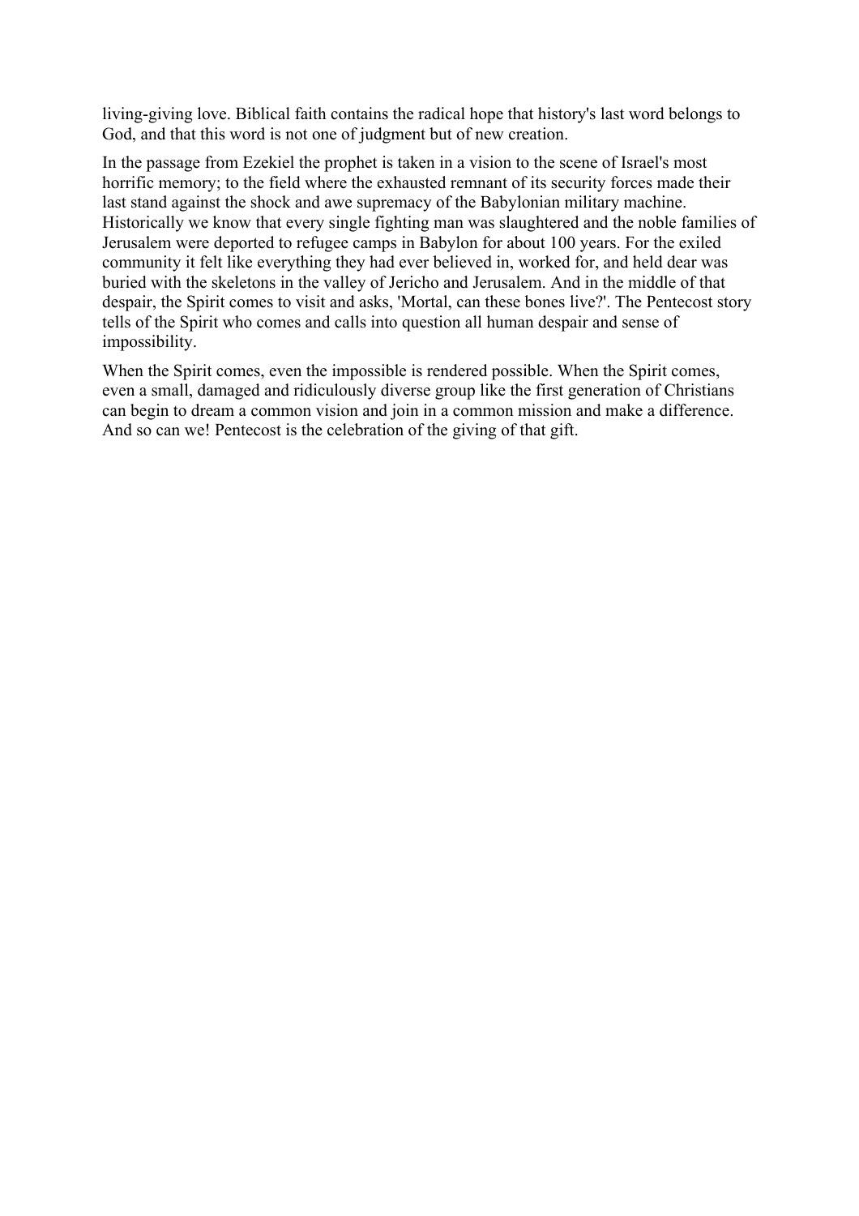living-giving love. Biblical faith contains the radical hope that history's last word belongs to God, and that this word is not one of judgment but of new creation.

In the passage from Ezekiel the prophet is taken in a vision to the scene of Israel's most horrific memory; to the field where the exhausted remnant of its security forces made their last stand against the shock and awe supremacy of the Babylonian military machine. Historically we know that every single fighting man was slaughtered and the noble families of Jerusalem were deported to refugee camps in Babylon for about 100 years. For the exiled community it felt like everything they had ever believed in, worked for, and held dear was buried with the skeletons in the valley of Jericho and Jerusalem. And in the middle of that despair, the Spirit comes to visit and asks, 'Mortal, can these bones live?'. The Pentecost story tells of the Spirit who comes and calls into question all human despair and sense of impossibility.

When the Spirit comes, even the impossible is rendered possible. When the Spirit comes, even a small, damaged and ridiculously diverse group like the first generation of Christians can begin to dream a common vision and join in a common mission and make a difference. And so can we! Pentecost is the celebration of the giving of that gift.